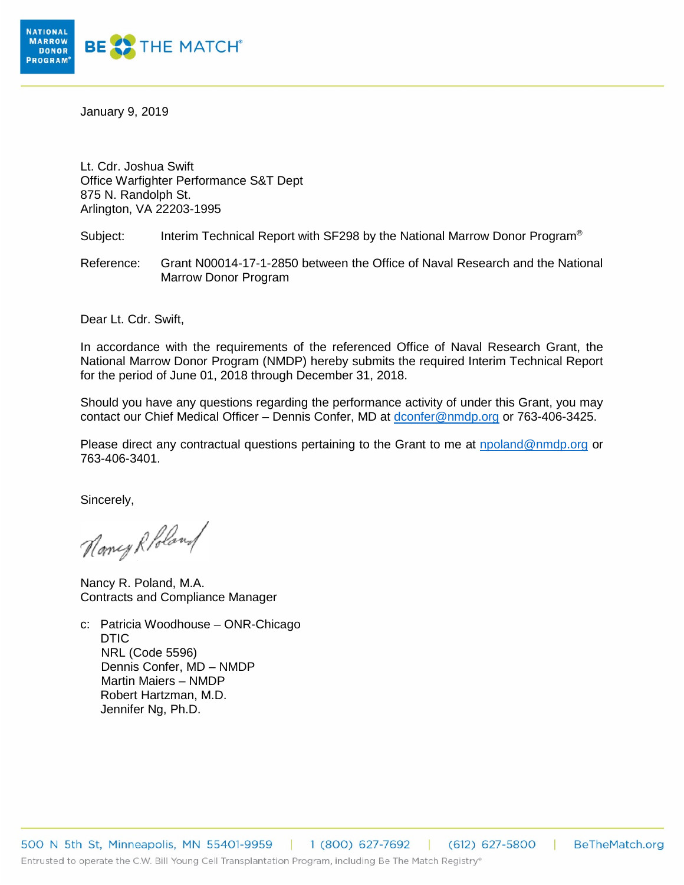NATIONAL MARROW DONOR PROGRAM® BE THE MATCH®

January 9, 2019

Lt. Cdr. Joshua Swift
Office Warfighter Performance S&T Dept
875 N. Randolph St.
Arlington, VA 22203-1995

Subject: Interim Technical Report with SF298 by the National Marrow Donor Program®

Reference: Grant N00014-17-1-2850 between the Office of Naval Research and the National Marrow Donor Program

Dear Lt. Cdr. Swift,

In accordance with the requirements of the referenced Office of Naval Research Grant, the National Marrow Donor Program (NMDP) hereby submits the required Interim Technical Report for the period of June 01, 2018 through December 31, 2018.

Should you have any questions regarding the performance activity of under this Grant, you may contact our Chief Medical Officer – Dennis Confer, MD at dconfer@nmdp.org or 763-406-3425.

Please direct any contractual questions pertaining to the Grant to me at npoland@nmdp.org or 763-406-3401.

Sincerely,

Nancy R. Poland

Nancy R. Poland, M.A.
Contracts and Compliance Manager

c: Patricia Woodhouse – ONR-Chicago
DTIC
NRL (Code 5596)
Dennis Confer, MD – NMDP
Martin Maiers – NMDP
Robert Hartzman, M.D.
Jennifer Ng, Ph.D.

500 N 5th St, Minneapolis, MN 55401-9959 | 1 (800) 627-7692 | (612) 627-5800 | BeTheMatch.org

Entrusted to operate the C.W. Bill Young Cell Transplantation Program, including Be The Match Registry®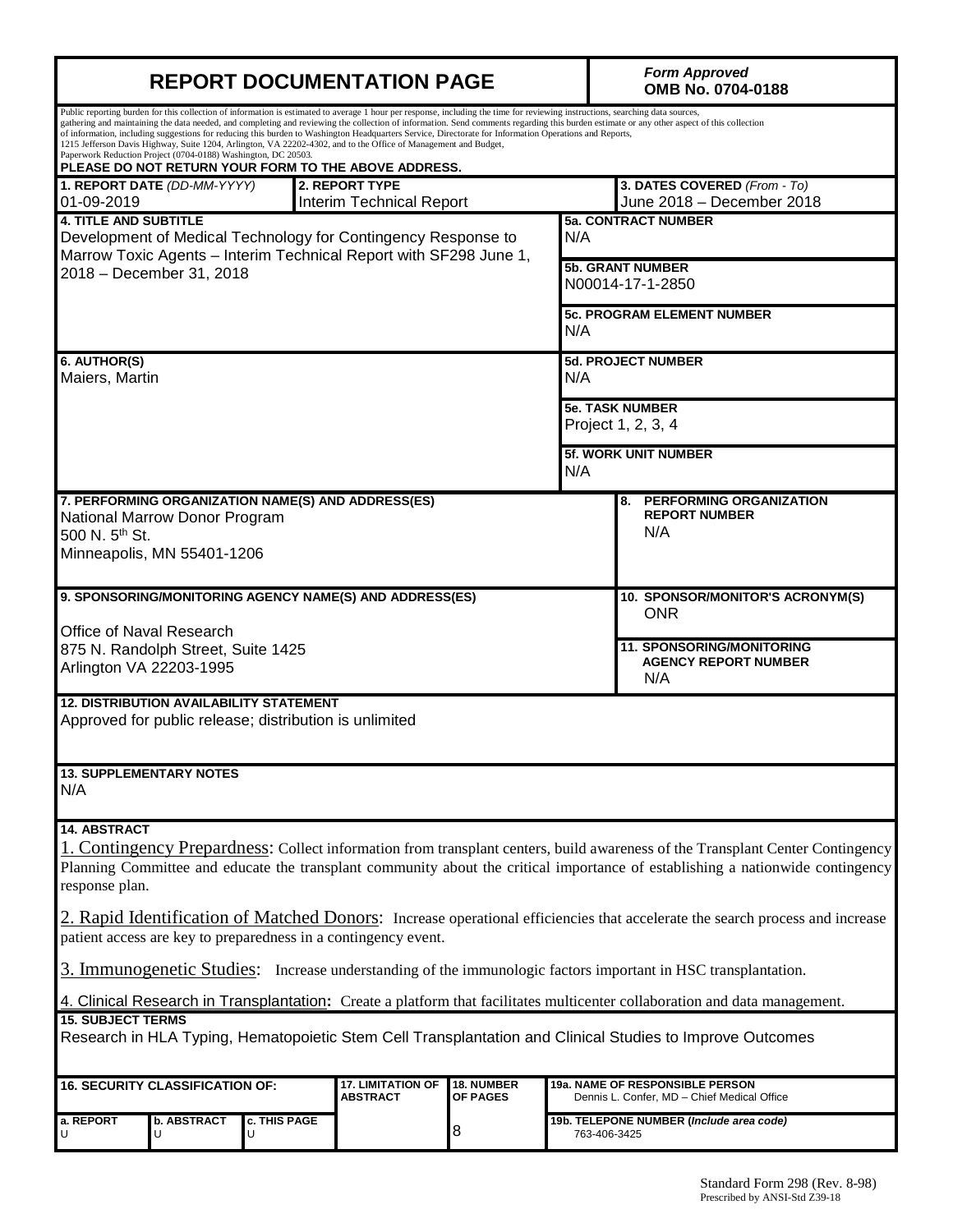# REPORT DOCUMENTATION PAGE

*Form Approved*
**OMB No. 0704-0188**

Public reporting burden for this collection of information is estimated to average 1 hour per response, including the time for reviewing instructions, searching data sources, gathering and maintaining the data needed, and completing and reviewing the collection of information. Send comments regarding this burden estimate or any other aspect of this collection of information, including suggestions for reducing this burden to Washington Headquarters Service, Directorate for Information Operations and Reports, 1215 Jefferson Davis Highway, Suite 1204, Arlington, VA 22202-4302, and to the Office of Management and Budget, Paperwork Reduction Project (0704-0188) Washington, DC 20503.

**PLEASE DO NOT RETURN YOUR FORM TO THE ABOVE ADDRESS.**

**1. REPORT DATE** *(DD-MM-YYYY)*
01-09-2019

**2. REPORT TYPE**
Interim Technical Report

**3. DATES COVERED** *(From - To)*
June 2018 – December 2018

**4. TITLE AND SUBTITLE**
Development of Medical Technology for Contingency Response to Marrow Toxic Agents – Interim Technical Report with SF298 June 1, 2018 – December 31, 2018

**5a. CONTRACT NUMBER**
N/A

**5b. GRANT NUMBER**
N00014-17-1-2850

**5c. PROGRAM ELEMENT NUMBER**
N/A

**6. AUTHOR(S)**
Maiers, Martin

**5d. PROJECT NUMBER**
N/A

**5e. TASK NUMBER**
Project 1, 2, 3, 4

**5f. WORK UNIT NUMBER**
N/A

**7. PERFORMING ORGANIZATION NAME(S) AND ADDRESS(ES)**
National Marrow Donor Program
500 N. 5th St.
Minneapolis, MN 55401-1206

**8. PERFORMING ORGANIZATION REPORT NUMBER**
N/A

**9. SPONSORING/MONITORING AGENCY NAME(S) AND ADDRESS(ES)**
Office of Naval Research
875 N. Randolph Street, Suite 1425
Arlington VA 22203-1995

**10. SPONSOR/MONITOR'S ACRONYM(S)**
ONR

**11. SPONSORING/MONITORING AGENCY REPORT NUMBER**
N/A

**12. DISTRIBUTION AVAILABILITY STATEMENT**
Approved for public release; distribution is unlimited

**13. SUPPLEMENTARY NOTES**
N/A

**14. ABSTRACT**

1. Contingency Prepardness: Collect information from transplant centers, build awareness of the Transplant Center Contingency Planning Committee and educate the transplant community about the critical importance of establishing a nationwide contingency response plan.

2. Rapid Identification of Matched Donors: Increase operational efficiencies that accelerate the search process and increase patient access are key to preparedness in a contingency event.

3. Immunogenetic Studies: Increase understanding of the immunologic factors important in HSC transplantation.

4. Clinical Research in Transplantation**:** Create a platform that facilitates multicenter collaboration and data management.

**15. SUBJECT TERMS**
Research in HLA Typing, Hematopoietic Stem Cell Transplantation and Clinical Studies to Improve Outcomes

| 16. SECURITY CLASSIFICATION OF: | | | 17. LIMITATION OF ABSTRACT | 18. NUMBER OF PAGES | 19a. NAME OF RESPONSIBLE PERSON |
|---|---|---|---|---|---|
| a. REPORT | b. ABSTRACT | c. THIS PAGE | | | Dennis L. Confer, MD – Chief Medical Office |
| U | U | U | | 8 | **19b. TELEPONE NUMBER (*Include area code*)** 763-406-3425 |

Standard Form 298 (Rev. 8-98)
Prescribed by ANSI-Std Z39-18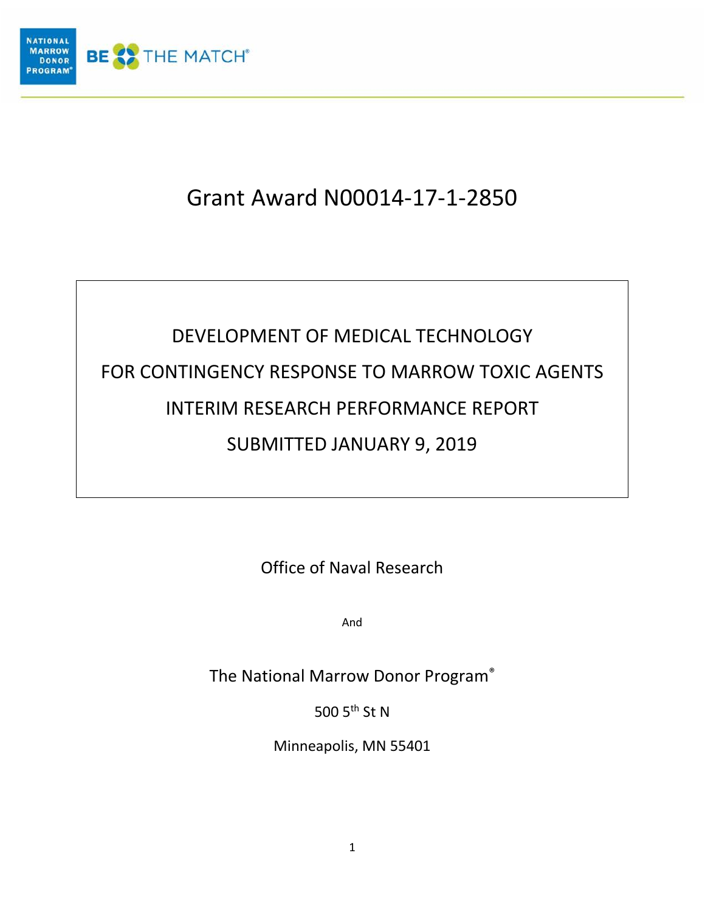NATIONAL MARROW DONOR PROGRAM® BE THE MATCH®

# Grant Award N00014-17-1-2850

DEVELOPMENT OF MEDICAL TECHNOLOGY

FOR CONTINGENCY RESPONSE TO MARROW TOXIC AGENTS

INTERIM RESEARCH PERFORMANCE REPORT

SUBMITTED JANUARY 9, 2019

Office of Naval Research

And

The National Marrow Donor Program®

500 5th St N

Minneapolis, MN 55401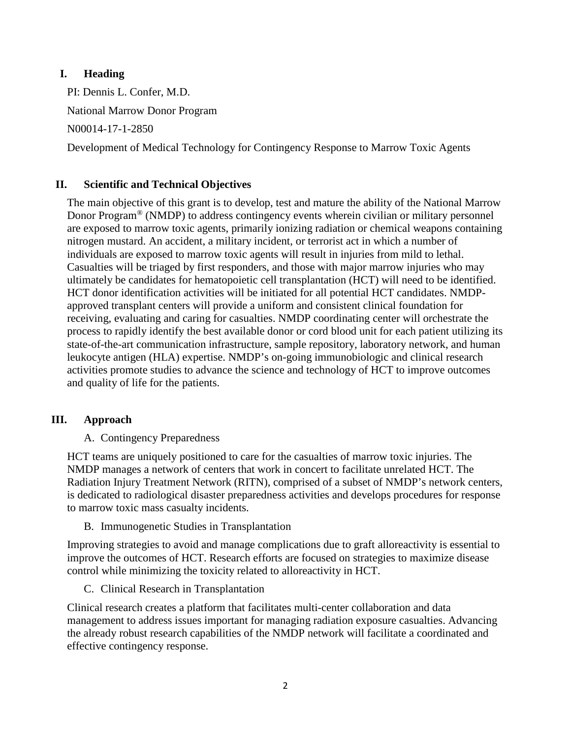## I. Heading

PI: Dennis L. Confer, M.D.

National Marrow Donor Program

N00014-17-1-2850

Development of Medical Technology for Contingency Response to Marrow Toxic Agents

## II. Scientific and Technical Objectives

The main objective of this grant is to develop, test and mature the ability of the National Marrow Donor Program® (NMDP) to address contingency events wherein civilian or military personnel are exposed to marrow toxic agents, primarily ionizing radiation or chemical weapons containing nitrogen mustard. An accident, a military incident, or terrorist act in which a number of individuals are exposed to marrow toxic agents will result in injuries from mild to lethal. Casualties will be triaged by first responders, and those with major marrow injuries who may ultimately be candidates for hematopoietic cell transplantation (HCT) will need to be identified. HCT donor identification activities will be initiated for all potential HCT candidates. NMDP-approved transplant centers will provide a uniform and consistent clinical foundation for receiving, evaluating and caring for casualties. NMDP coordinating center will orchestrate the process to rapidly identify the best available donor or cord blood unit for each patient utilizing its state-of-the-art communication infrastructure, sample repository, laboratory network, and human leukocyte antigen (HLA) expertise. NMDP's on-going immunobiologic and clinical research activities promote studies to advance the science and technology of HCT to improve outcomes and quality of life for the patients.

## III. Approach

### A. Contingency Preparedness

HCT teams are uniquely positioned to care for the casualties of marrow toxic injuries. The NMDP manages a network of centers that work in concert to facilitate unrelated HCT. The Radiation Injury Treatment Network (RITN), comprised of a subset of NMDP's network centers, is dedicated to radiological disaster preparedness activities and develops procedures for response to marrow toxic mass casualty incidents.

### B. Immunogenetic Studies in Transplantation

Improving strategies to avoid and manage complications due to graft alloreactivity is essential to improve the outcomes of HCT. Research efforts are focused on strategies to maximize disease control while minimizing the toxicity related to alloreactivity in HCT.

### C. Clinical Research in Transplantation

Clinical research creates a platform that facilitates multi-center collaboration and data management to address issues important for managing radiation exposure casualties. Advancing the already robust research capabilities of the NMDP network will facilitate a coordinated and effective contingency response.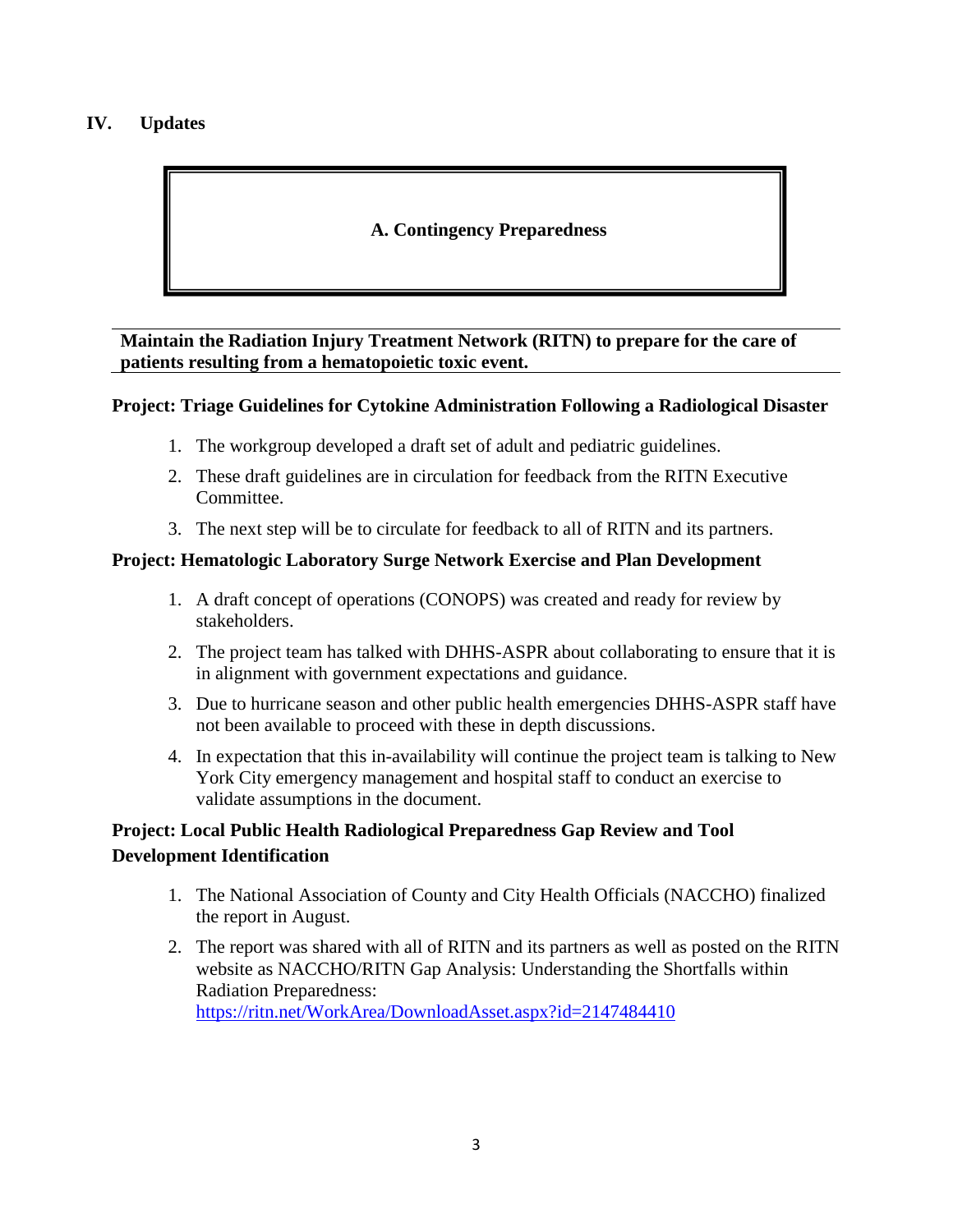## IV. Updates

### A. Contingency Preparedness

**Maintain the Radiation Injury Treatment Network (RITN) to prepare for the care of patients resulting from a hematopoietic toxic event.**

**Project: Triage Guidelines for Cytokine Administration Following a Radiological Disaster**

1. The workgroup developed a draft set of adult and pediatric guidelines.
2. These draft guidelines are in circulation for feedback from the RITN Executive Committee.
3. The next step will be to circulate for feedback to all of RITN and its partners.

**Project: Hematologic Laboratory Surge Network Exercise and Plan Development**

1. A draft concept of operations (CONOPS) was created and ready for review by stakeholders.
2. The project team has talked with DHHS-ASPR about collaborating to ensure that it is in alignment with government expectations and guidance.
3. Due to hurricane season and other public health emergencies DHHS-ASPR staff have not been available to proceed with these in depth discussions.
4. In expectation that this in-availability will continue the project team is talking to New York City emergency management and hospital staff to conduct an exercise to validate assumptions in the document.

**Project: Local Public Health Radiological Preparedness Gap Review and Tool Development Identification**

1. The National Association of County and City Health Officials (NACCHO) finalized the report in August.
2. The report was shared with all of RITN and its partners as well as posted on the RITN website as NACCHO/RITN Gap Analysis: Understanding the Shortfalls within Radiation Preparedness: https://ritn.net/WorkArea/DownloadAsset.aspx?id=2147484410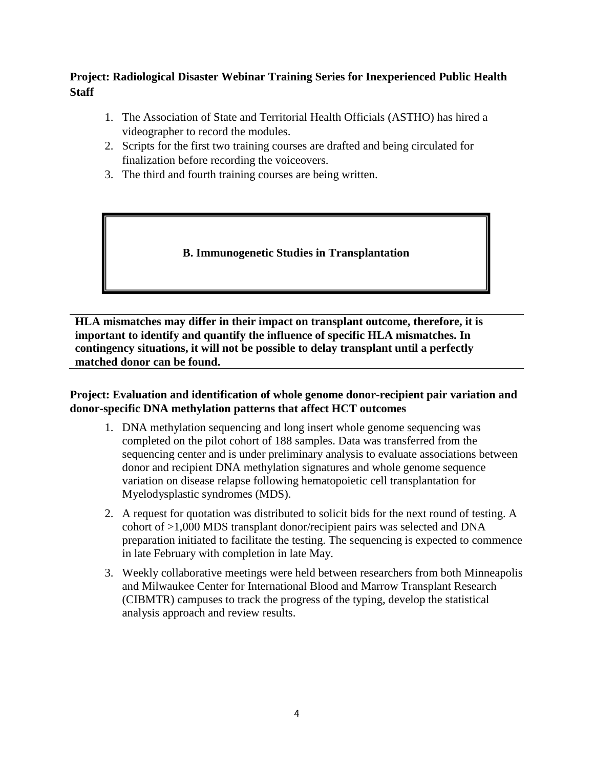**Project: Radiological Disaster Webinar Training Series for Inexperienced Public Health Staff**

1. The Association of State and Territorial Health Officials (ASTHO) has hired a videographer to record the modules.
2. Scripts for the first two training courses are drafted and being circulated for finalization before recording the voiceovers.
3. The third and fourth training courses are being written.

## B. Immunogenetic Studies in Transplantation

**HLA mismatches may differ in their impact on transplant outcome, therefore, it is important to identify and quantify the influence of specific HLA mismatches. In contingency situations, it will not be possible to delay transplant until a perfectly matched donor can be found.**

**Project: Evaluation and identification of whole genome donor-recipient pair variation and donor-specific DNA methylation patterns that affect HCT outcomes**

1. DNA methylation sequencing and long insert whole genome sequencing was completed on the pilot cohort of 188 samples. Data was transferred from the sequencing center and is under preliminary analysis to evaluate associations between donor and recipient DNA methylation signatures and whole genome sequence variation on disease relapse following hematopoietic cell transplantation for Myelodysplastic syndromes (MDS).
2. A request for quotation was distributed to solicit bids for the next round of testing. A cohort of >1,000 MDS transplant donor/recipient pairs was selected and DNA preparation initiated to facilitate the testing. The sequencing is expected to commence in late February with completion in late May.
3. Weekly collaborative meetings were held between researchers from both Minneapolis and Milwaukee Center for International Blood and Marrow Transplant Research (CIBMTR) campuses to track the progress of the typing, develop the statistical analysis approach and review results.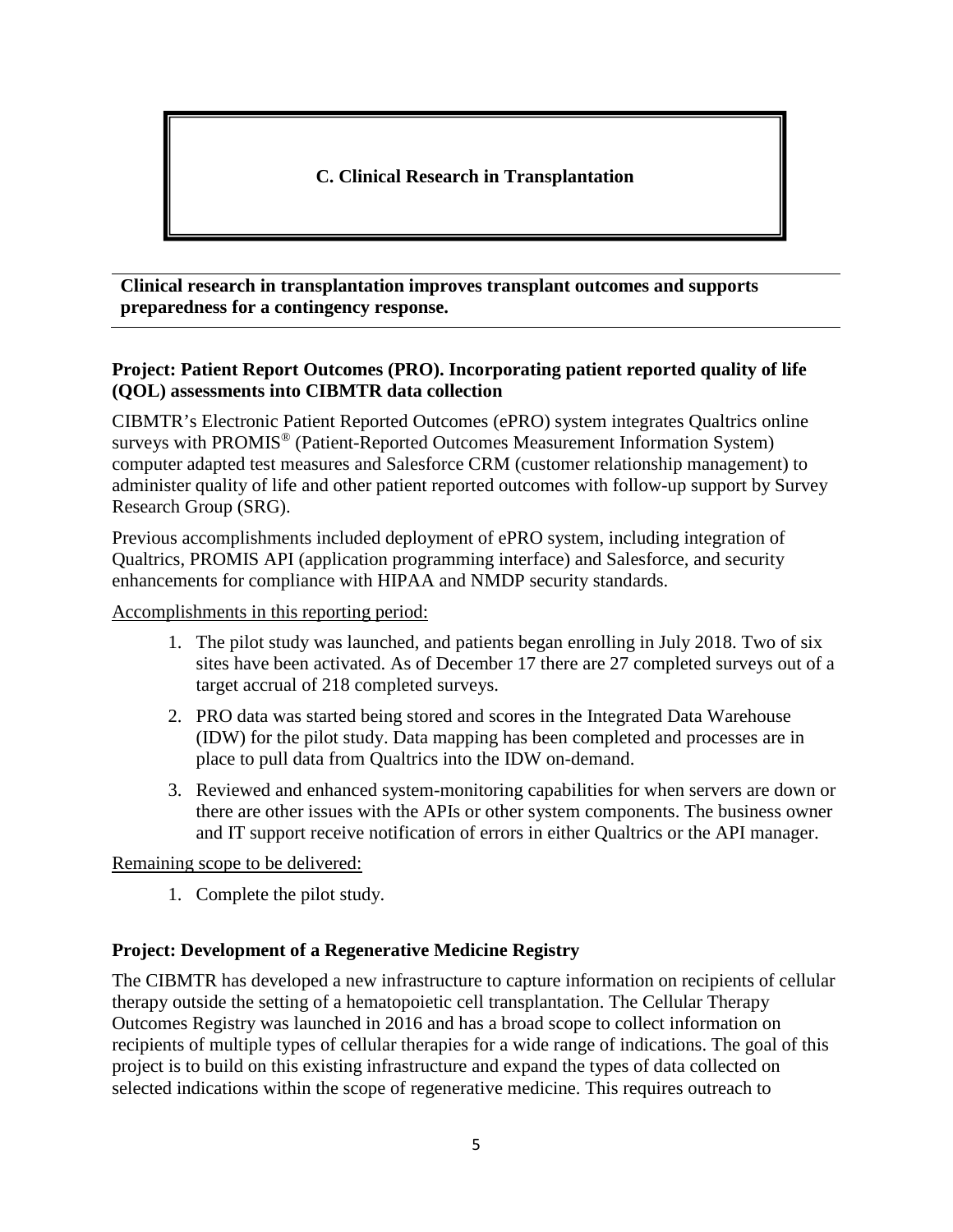# C. Clinical Research in Transplantation

**Clinical research in transplantation improves transplant outcomes and supports preparedness for a contingency response.**

### Project: Patient Report Outcomes (PRO). Incorporating patient reported quality of life (QOL) assessments into CIBMTR data collection

CIBMTR's Electronic Patient Reported Outcomes (ePRO) system integrates Qualtrics online surveys with PROMIS® (Patient-Reported Outcomes Measurement Information System) computer adapted test measures and Salesforce CRM (customer relationship management) to administer quality of life and other patient reported outcomes with follow-up support by Survey Research Group (SRG).

Previous accomplishments included deployment of ePRO system, including integration of Qualtrics, PROMIS API (application programming interface) and Salesforce, and security enhancements for compliance with HIPAA and NMDP security standards.

Accomplishments in this reporting period:

1. The pilot study was launched, and patients began enrolling in July 2018. Two of six sites have been activated. As of December 17 there are 27 completed surveys out of a target accrual of 218 completed surveys.
2. PRO data was started being stored and scores in the Integrated Data Warehouse (IDW) for the pilot study. Data mapping has been completed and processes are in place to pull data from Qualtrics into the IDW on-demand.
3. Reviewed and enhanced system-monitoring capabilities for when servers are down or there are other issues with the APIs or other system components. The business owner and IT support receive notification of errors in either Qualtrics or the API manager.

Remaining scope to be delivered:

1. Complete the pilot study.

### Project: Development of a Regenerative Medicine Registry

The CIBMTR has developed a new infrastructure to capture information on recipients of cellular therapy outside the setting of a hematopoietic cell transplantation. The Cellular Therapy Outcomes Registry was launched in 2016 and has a broad scope to collect information on recipients of multiple types of cellular therapies for a wide range of indications. The goal of this project is to build on this existing infrastructure and expand the types of data collected on selected indications within the scope of regenerative medicine. This requires outreach to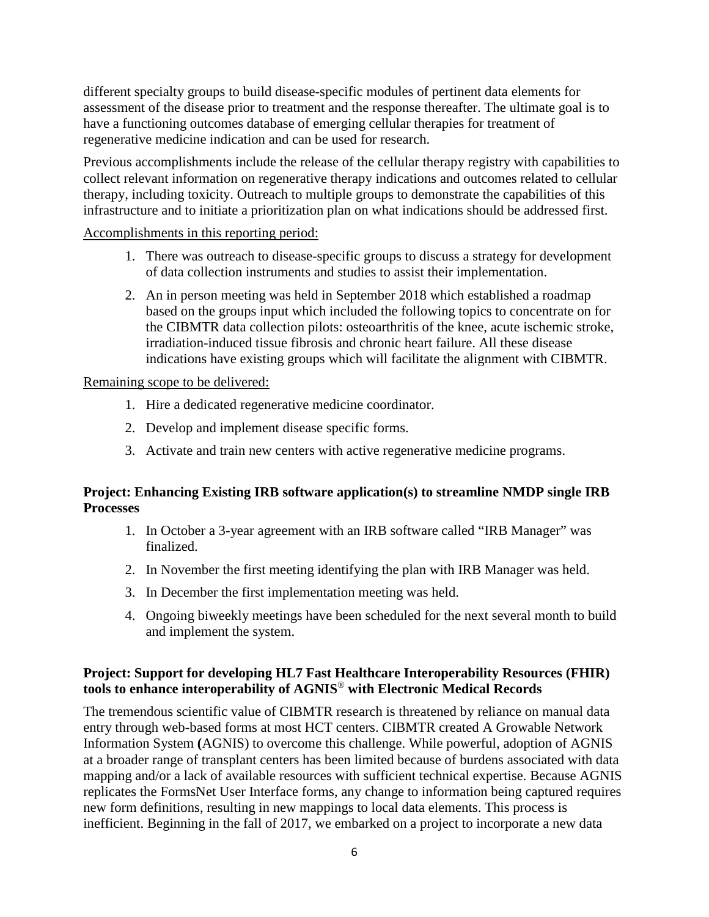different specialty groups to build disease-specific modules of pertinent data elements for assessment of the disease prior to treatment and the response thereafter. The ultimate goal is to have a functioning outcomes database of emerging cellular therapies for treatment of regenerative medicine indication and can be used for research.

Previous accomplishments include the release of the cellular therapy registry with capabilities to collect relevant information on regenerative therapy indications and outcomes related to cellular therapy, including toxicity. Outreach to multiple groups to demonstrate the capabilities of this infrastructure and to initiate a prioritization plan on what indications should be addressed first.

<u>Accomplishments in this reporting period:</u>

1. There was outreach to disease-specific groups to discuss a strategy for development of data collection instruments and studies to assist their implementation.
2. An in person meeting was held in September 2018 which established a roadmap based on the groups input which included the following topics to concentrate on for the CIBMTR data collection pilots: osteoarthritis of the knee, acute ischemic stroke, irradiation-induced tissue fibrosis and chronic heart failure. All these disease indications have existing groups which will facilitate the alignment with CIBMTR.

<u>Remaining scope to be delivered:</u>

1. Hire a dedicated regenerative medicine coordinator.
2. Develop and implement disease specific forms.
3. Activate and train new centers with active regenerative medicine programs.

**Project: Enhancing Existing IRB software application(s) to streamline NMDP single IRB Processes**

1. In October a 3-year agreement with an IRB software called "IRB Manager" was finalized.
2. In November the first meeting identifying the plan with IRB Manager was held.
3. In December the first implementation meeting was held.
4. Ongoing biweekly meetings have been scheduled for the next several month to build and implement the system.

**Project: Support for developing HL7 Fast Healthcare Interoperability Resources (FHIR) tools to enhance interoperability of AGNIS® with Electronic Medical Records**

The tremendous scientific value of CIBMTR research is threatened by reliance on manual data entry through web-based forms at most HCT centers. CIBMTR created A Growable Network Information System **(**AGNIS) to overcome this challenge. While powerful, adoption of AGNIS at a broader range of transplant centers has been limited because of burdens associated with data mapping and/or a lack of available resources with sufficient technical expertise. Because AGNIS replicates the FormsNet User Interface forms, any change to information being captured requires new form definitions, resulting in new mappings to local data elements. This process is inefficient. Beginning in the fall of 2017, we embarked on a project to incorporate a new data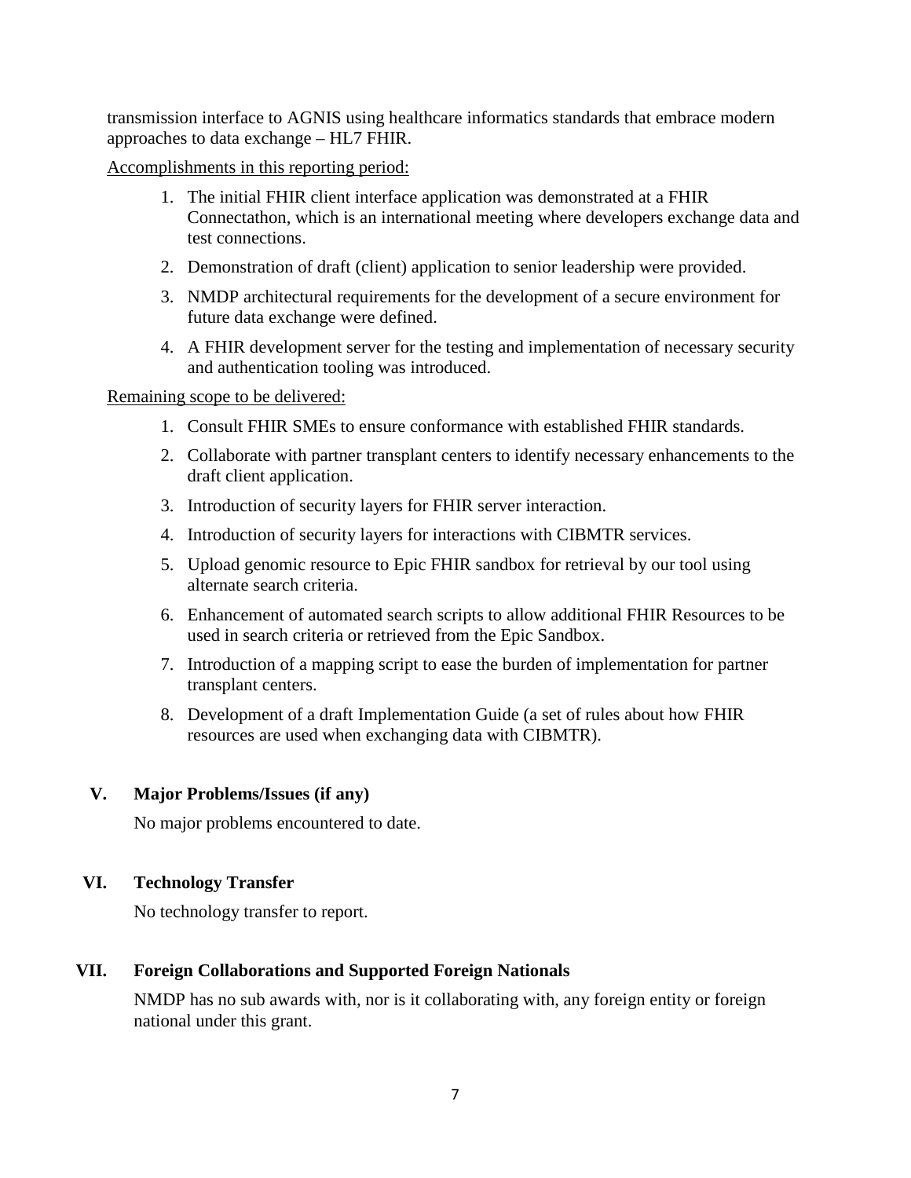transmission interface to AGNIS using healthcare informatics standards that embrace modern approaches to data exchange – HL7 FHIR.

Accomplishments in this reporting period:

1. The initial FHIR client interface application was demonstrated at a FHIR Connectathon, which is an international meeting where developers exchange data and test connections.
2. Demonstration of draft (client) application to senior leadership were provided.
3. NMDP architectural requirements for the development of a secure environment for future data exchange were defined.
4. A FHIR development server for the testing and implementation of necessary security and authentication tooling was introduced.

Remaining scope to be delivered:

1. Consult FHIR SMEs to ensure conformance with established FHIR standards.
2. Collaborate with partner transplant centers to identify necessary enhancements to the draft client application.
3. Introduction of security layers for FHIR server interaction.
4. Introduction of security layers for interactions with CIBMTR services.
5. Upload genomic resource to Epic FHIR sandbox for retrieval by our tool using alternate search criteria.
6. Enhancement of automated search scripts to allow additional FHIR Resources to be used in search criteria or retrieved from the Epic Sandbox.
7. Introduction of a mapping script to ease the burden of implementation for partner transplant centers.
8. Development of a draft Implementation Guide (a set of rules about how FHIR resources are used when exchanging data with CIBMTR).

## V. Major Problems/Issues (if any)

No major problems encountered to date.

## VI. Technology Transfer

No technology transfer to report.

## VII. Foreign Collaborations and Supported Foreign Nationals

NMDP has no sub awards with, nor is it collaborating with, any foreign entity or foreign national under this grant.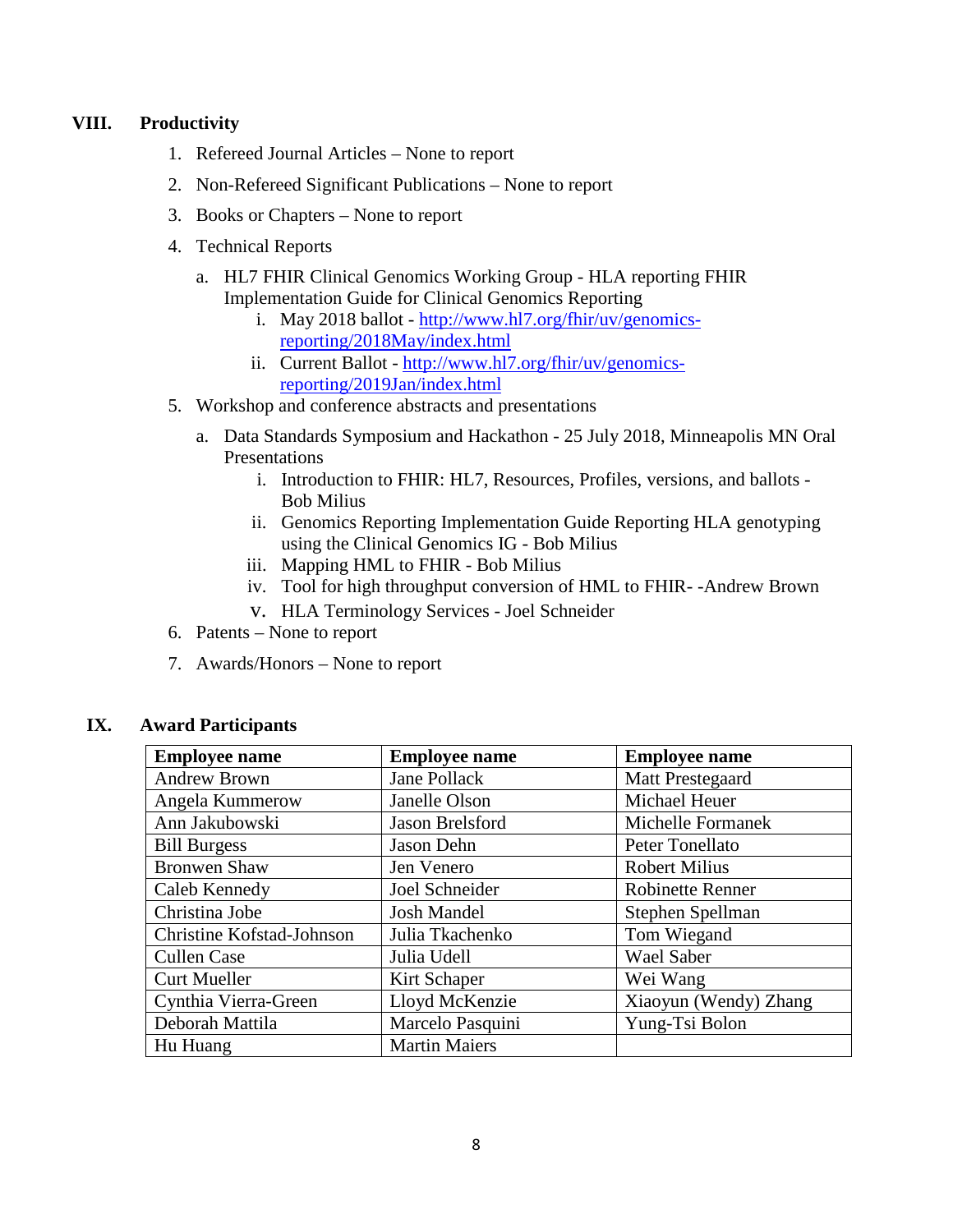## VIII. Productivity

1. Refereed Journal Articles – None to report
2. Non-Refereed Significant Publications – None to report
3. Books or Chapters – None to report
4. Technical Reports
    a. HL7 FHIR Clinical Genomics Working Group - HLA reporting FHIR Implementation Guide for Clinical Genomics Reporting
        i. May 2018 ballot - http://www.hl7.org/fhir/uv/genomics-reporting/2018May/index.html
        ii. Current Ballot - http://www.hl7.org/fhir/uv/genomics-reporting/2019Jan/index.html
5. Workshop and conference abstracts and presentations
    a. Data Standards Symposium and Hackathon - 25 July 2018, Minneapolis MN Oral Presentations
        i. Introduction to FHIR: HL7, Resources, Profiles, versions, and ballots - Bob Milius
        ii. Genomics Reporting Implementation Guide Reporting HLA genotyping using the Clinical Genomics IG - Bob Milius
        iii. Mapping HML to FHIR - Bob Milius
        iv. Tool for high throughput conversion of HML to FHIR- -Andrew Brown
        v. HLA Terminology Services - Joel Schneider
6. Patents – None to report
7. Awards/Honors – None to report

## IX. Award Participants

| Employee name | Employee name | Employee name |
|---|---|---|
| Andrew Brown | Jane Pollack | Matt Prestegaard |
| Angela Kummerow | Janelle Olson | Michael Heuer |
| Ann Jakubowski | Jason Brelsford | Michelle Formanek |
| Bill Burgess | Jason Dehn | Peter Tonellato |
| Bronwen Shaw | Jen Venero | Robert Milius |
| Caleb Kennedy | Joel Schneider | Robinette Renner |
| Christina Jobe | Josh Mandel | Stephen Spellman |
| Christine Kofstad-Johnson | Julia Tkachenko | Tom Wiegand |
| Cullen Case | Julia Udell | Wael Saber |
| Curt Mueller | Kirt Schaper | Wei Wang |
| Cynthia Vierra-Green | Lloyd McKenzie | Xiaoyun (Wendy) Zhang |
| Deborah Mattila | Marcelo Pasquini | Yung-Tsi Bolon |
| Hu Huang | Martin Maiers | |